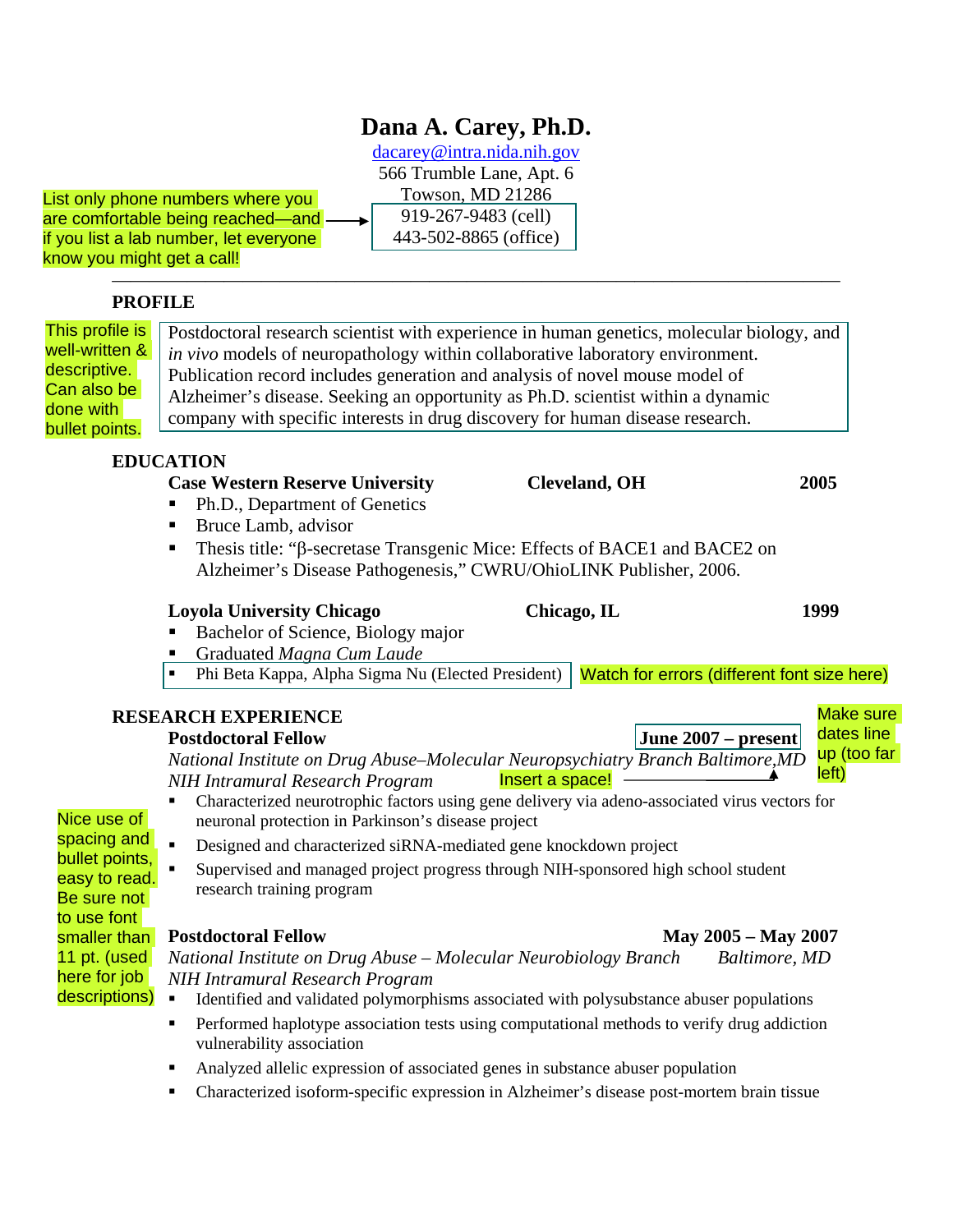# Dana A. Carey, Ph.D.

dacarey@intra.nida.nih.gov
566 Trumble Lane, Apt. 6
Towson, MD 21286
919-267-9483 (cell)
443-502-8865 (office)

List only phone numbers where you are comfortable being reached—and if you list a lab number, let everyone know you might get a call!

## PROFILE

This profile is well-written & descriptive. Can also be done with bullet points.

Postdoctoral research scientist with experience in human genetics, molecular biology, and *in vivo* models of neuropathology within collaborative laboratory environment. Publication record includes generation and analysis of novel mouse model of Alzheimer's disease. Seeking an opportunity as Ph.D. scientist within a dynamic company with specific interests in drug discovery for human disease research.

## EDUCATION

**Case Western Reserve University** **Cleveland, OH** **2005**

- Ph.D., Department of Genetics
- Bruce Lamb, advisor
- Thesis title: "β-secretase Transgenic Mice: Effects of BACE1 and BACE2 on Alzheimer's Disease Pathogenesis," CWRU/OhioLINK Publisher, 2006.

**Loyola University Chicago** **Chicago, IL** **1999**

- Bachelor of Science, Biology major
- Graduated *Magna Cum Laude*
- Phi Beta Kappa, Alpha Sigma Nu (Elected President)

Watch for errors (different font size here)

## RESEARCH EXPERIENCE

Make sure dates line up (too far left)

**Postdoctoral Fellow** **June 2007 – present**
*National Institute on Drug Abuse–Molecular Neuropsychiatry Branch Baltimore,MD*
*NIH Intramural Research Program*

Insert a space!

- Characterized neurotrophic factors using gene delivery via adeno-associated virus vectors for neuronal protection in Parkinson's disease project
- Designed and characterized siRNA-mediated gene knockdown project
- Supervised and managed project progress through NIH-sponsored high school student research training program

Nice use of spacing and bullet points, easy to read. Be sure not to use font smaller than 11 pt. (used here for job descriptions)

**Postdoctoral Fellow** **May 2005 – May 2007**
*National Institute on Drug Abuse – Molecular Neurobiology Branch* *Baltimore, MD*
*NIH Intramural Research Program*

- Identified and validated polymorphisms associated with polysubstance abuser populations
- Performed haplotype association tests using computational methods to verify drug addiction vulnerability association
- Analyzed allelic expression of associated genes in substance abuser population
- Characterized isoform-specific expression in Alzheimer's disease post-mortem brain tissue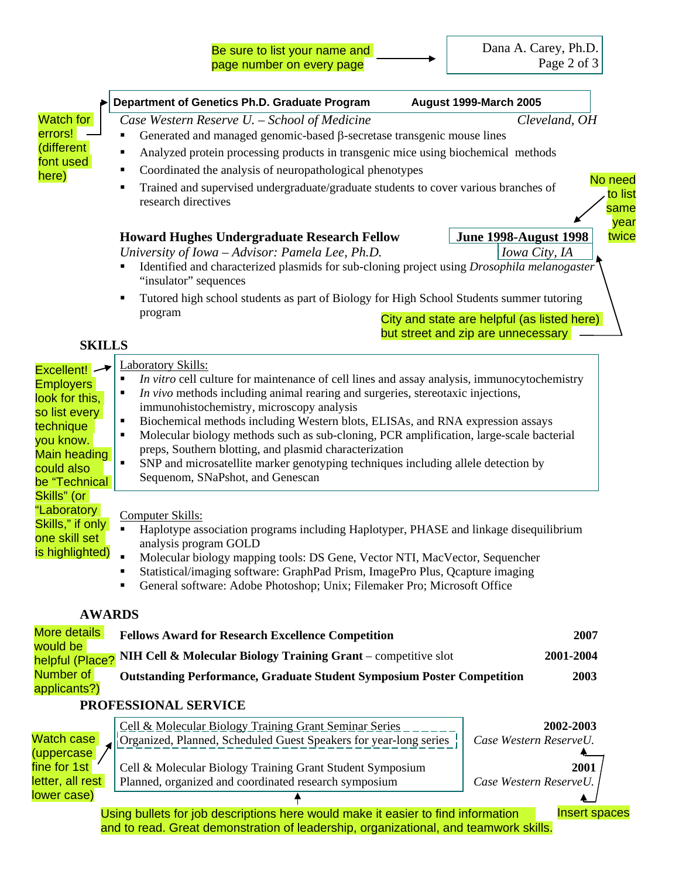Be sure to list your name and page number on every page

Dana A. Carey, Ph.D.
Page 2 of 3

**Department of Genetics Ph.D. Graduate Program** **August 1999-March 2005**
*Case Western Reserve U. – School of Medicine* *Cleveland, OH*

Watch for errors! (different font used here)

- Generated and managed genomic-based β-secretase transgenic mouse lines
- Analyzed protein processing products in transgenic mice using biochemical methods
- Coordinated the analysis of neuropathological phenotypes
- Trained and supervised undergraduate/graduate students to cover various branches of research directives

No need to list same year twice

**Howard Hughes Undergraduate Research Fellow** **June 1998-August 1998**
*University of Iowa – Advisor: Pamela Lee, Ph.D.* *Iowa City, IA*

- Identified and characterized plasmids for sub-cloning project using *Drosophila melanogaster* "insulator" sequences
- Tutored high school students as part of Biology for High School Students summer tutoring program

City and state are helpful (as listed here) but street and zip are unnecessary

## SKILLS

Excellent! Employers look for this, so list every technique you know. Main heading could also be "Technical Skills" (or "Laboratory Skills," if only one skill set is highlighted)

Laboratory Skills:

- *In vitro* cell culture for maintenance of cell lines and assay analysis, immunocytochemistry
- *In vivo* methods including animal rearing and surgeries, stereotaxic injections, immunohistochemistry, microscopy analysis
- Biochemical methods including Western blots, ELISAs, and RNA expression assays
- Molecular biology methods such as sub-cloning, PCR amplification, large-scale bacterial preps, Southern blotting, and plasmid characterization
- SNP and microsatellite marker genotyping techniques including allele detection by Sequenom, SNaPshot, and Genescan

Computer Skills:

- Haplotype association programs including Haplotyper, PHASE and linkage disequilibrium analysis program GOLD
- Molecular biology mapping tools: DS Gene, Vector NTI, MacVector, Sequencher
- Statistical/imaging software: GraphPad Prism, ImagePro Plus, Qcapture imaging
- General software: Adobe Photoshop; Unix; Filemaker Pro; Microsoft Office

## AWARDS

More details would be helpful (Place? Number of applicants?)

**Fellows Award for Research Excellence Competition** **2007**

**NIH Cell & Molecular Biology Training Grant** – competitive slot **2001-2004**

**Outstanding Performance, Graduate Student Symposium Poster Competition** **2003**

## PROFESSIONAL SERVICE

Watch case (uppercase fine for 1st letter, all rest lower case)

Cell & Molecular Biology Training Grant Seminar Series **2002-2003**
Organized, Planned, Scheduled Guest Speakers for year-long series *Case Western ReserveU.*

Cell & Molecular Biology Training Grant Student Symposium **2001**
Planned, organized and coordinated research symposium *Case Western ReserveU.*

Insert spaces

Using bullets for job descriptions here would make it easier to find information and to read. Great demonstration of leadership, organizational, and teamwork skills.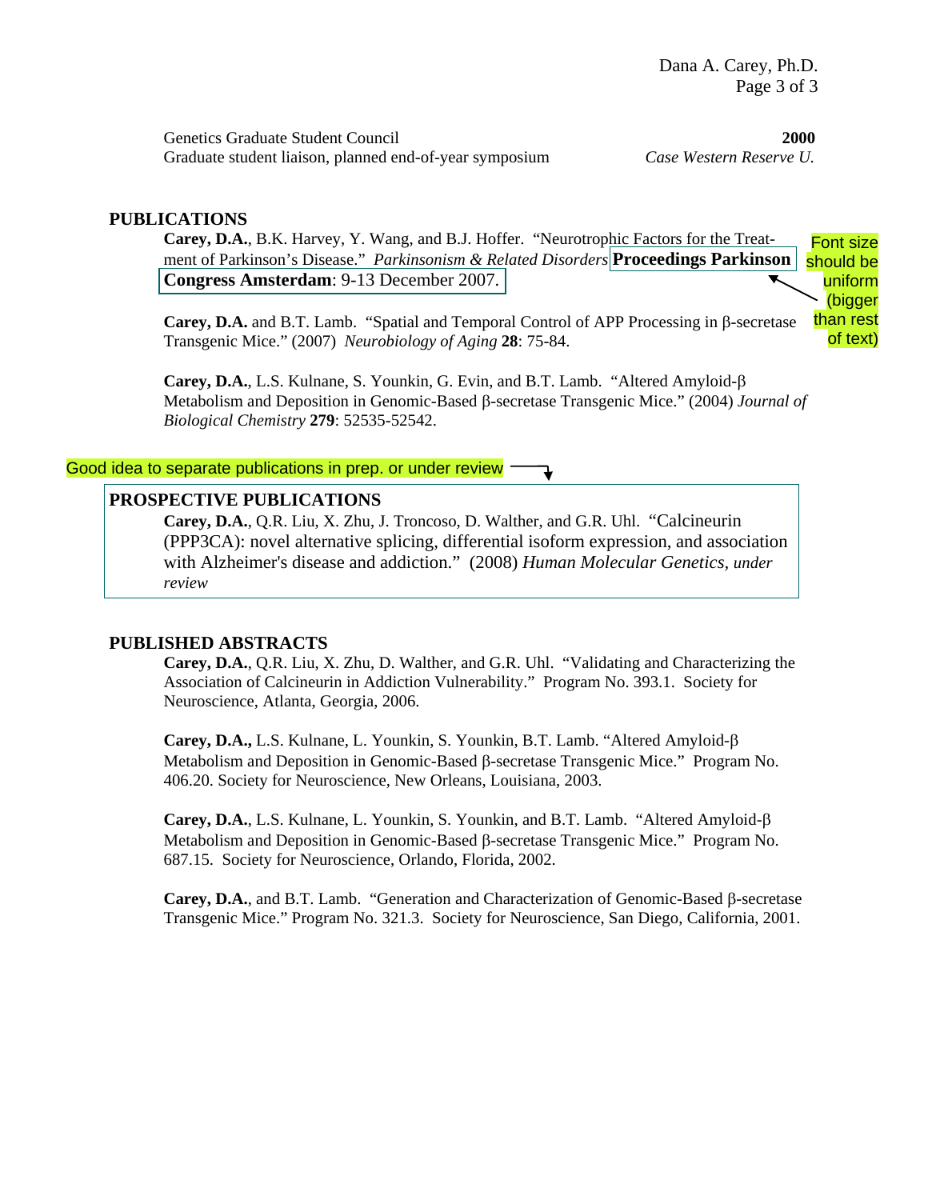Genetics Graduate Student Council **2000**
Graduate student liaison, planned end-of-year symposium *Case Western Reserve U.*

## PUBLICATIONS

**Carey, D.A.**, B.K. Harvey, Y. Wang, and B.J. Hoffer. "Neurotrophic Factors for the Treatment of Parkinson's Disease." *Parkinsonism & Related Disorders* **Proceedings Parkinson Congress Amsterdam**: 9-13 December 2007.

Font size should be uniform (bigger than rest of text)

**Carey, D.A.** and B.T. Lamb. "Spatial and Temporal Control of APP Processing in β-secretase Transgenic Mice." (2007) *Neurobiology of Aging* **28**: 75-84.

**Carey, D.A.**, L.S. Kulnane, S. Younkin, G. Evin, and B.T. Lamb. "Altered Amyloid-β Metabolism and Deposition in Genomic-Based β-secretase Transgenic Mice." (2004) *Journal of Biological Chemistry* **279**: 52535-52542.

Good idea to separate publications in prep. or under review

## PROSPECTIVE PUBLICATIONS

**Carey, D.A.**, Q.R. Liu, X. Zhu, J. Troncoso, D. Walther, and G.R. Uhl. "Calcineurin (PPP3CA): novel alternative splicing, differential isoform expression, and association with Alzheimer's disease and addiction." (2008) *Human Molecular Genetics, under review*

## PUBLISHED ABSTRACTS

**Carey, D.A.**, Q.R. Liu, X. Zhu, D. Walther, and G.R. Uhl. "Validating and Characterizing the Association of Calcineurin in Addiction Vulnerability." Program No. 393.1. Society for Neuroscience, Atlanta, Georgia, 2006.

**Carey, D.A.,** L.S. Kulnane, L. Younkin, S. Younkin, B.T. Lamb. "Altered Amyloid-β Metabolism and Deposition in Genomic-Based β-secretase Transgenic Mice." Program No. 406.20. Society for Neuroscience, New Orleans, Louisiana, 2003.

**Carey, D.A.**, L.S. Kulnane, L. Younkin, S. Younkin, and B.T. Lamb. "Altered Amyloid-β Metabolism and Deposition in Genomic-Based β-secretase Transgenic Mice." Program No. 687.15. Society for Neuroscience, Orlando, Florida, 2002.

**Carey, D.A.**, and B.T. Lamb. "Generation and Characterization of Genomic-Based β-secretase Transgenic Mice." Program No. 321.3. Society for Neuroscience, San Diego, California, 2001.